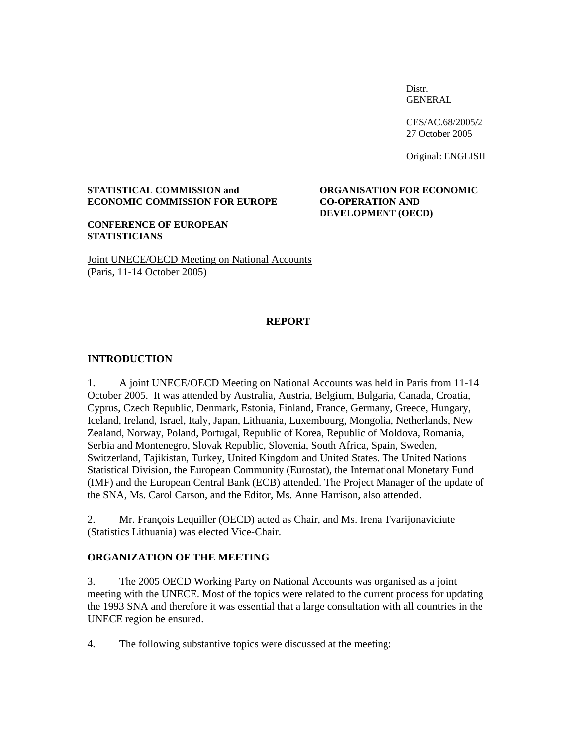Distr.
GENERAL

CES/AC.68/2005/2
27 October 2005

Original: ENGLISH

**STATISTICAL COMMISSION and ECONOMIC COMMISSION FOR EUROPE**

**CONFERENCE OF EUROPEAN STATISTICIANS**

**ORGANISATION FOR ECONOMIC CO-OPERATION AND DEVELOPMENT (OECD)**

Joint UNECE/OECD Meeting on National Accounts
(Paris, 11-14 October 2005)

# REPORT

## INTRODUCTION

1. A joint UNECE/OECD Meeting on National Accounts was held in Paris from 11-14 October 2005. It was attended by Australia, Austria, Belgium, Bulgaria, Canada, Croatia, Cyprus, Czech Republic, Denmark, Estonia, Finland, France, Germany, Greece, Hungary, Iceland, Ireland, Israel, Italy, Japan, Lithuania, Luxembourg, Mongolia, Netherlands, New Zealand, Norway, Poland, Portugal, Republic of Korea, Republic of Moldova, Romania, Serbia and Montenegro, Slovak Republic, Slovenia, South Africa, Spain, Sweden, Switzerland, Tajikistan, Turkey, United Kingdom and United States. The United Nations Statistical Division, the European Community (Eurostat), the International Monetary Fund (IMF) and the European Central Bank (ECB) attended. The Project Manager of the update of the SNA, Ms. Carol Carson, and the Editor, Ms. Anne Harrison, also attended.

2. Mr. François Lequiller (OECD) acted as Chair, and Ms. Irena Tvarijonaviciute (Statistics Lithuania) was elected Vice-Chair.

## ORGANIZATION OF THE MEETING

3. The 2005 OECD Working Party on National Accounts was organised as a joint meeting with the UNECE. Most of the topics were related to the current process for updating the 1993 SNA and therefore it was essential that a large consultation with all countries in the UNECE region be ensured.

4. The following substantive topics were discussed at the meeting: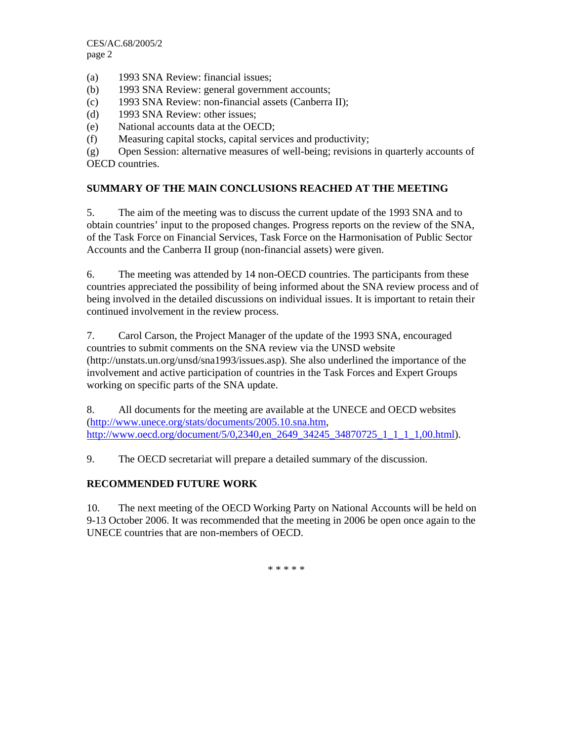(a) 1993 SNA Review: financial issues;
(b) 1993 SNA Review: general government accounts;
(c) 1993 SNA Review: non-financial assets (Canberra II);
(d) 1993 SNA Review: other issues;
(e) National accounts data at the OECD;
(f) Measuring capital stocks, capital services and productivity;
(g) Open Session: alternative measures of well-being; revisions in quarterly accounts of OECD countries.

## SUMMARY OF THE MAIN CONCLUSIONS REACHED AT THE MEETING

5. The aim of the meeting was to discuss the current update of the 1993 SNA and to obtain countries' input to the proposed changes. Progress reports on the review of the SNA, of the Task Force on Financial Services, Task Force on the Harmonisation of Public Sector Accounts and the Canberra II group (non-financial assets) were given.

6. The meeting was attended by 14 non-OECD countries. The participants from these countries appreciated the possibility of being informed about the SNA review process and of being involved in the detailed discussions on individual issues. It is important to retain their continued involvement in the review process.

7. Carol Carson, the Project Manager of the update of the 1993 SNA, encouraged countries to submit comments on the SNA review via the UNSD website (http://unstats.un.org/unsd/sna1993/issues.asp). She also underlined the importance of the involvement and active participation of countries in the Task Forces and Expert Groups working on specific parts of the SNA update.

8. All documents for the meeting are available at the UNECE and OECD websites (http://www.unece.org/stats/documents/2005.10.sna.htm, http://www.oecd.org/document/5/0,2340,en_2649_34245_34870725_1_1_1_1,00.html).

9. The OECD secretariat will prepare a detailed summary of the discussion.

## RECOMMENDED FUTURE WORK

10. The next meeting of the OECD Working Party on National Accounts will be held on 9-13 October 2006. It was recommended that the meeting in 2006 be open once again to the UNECE countries that are non-members of OECD.

\* \* \* \* \*